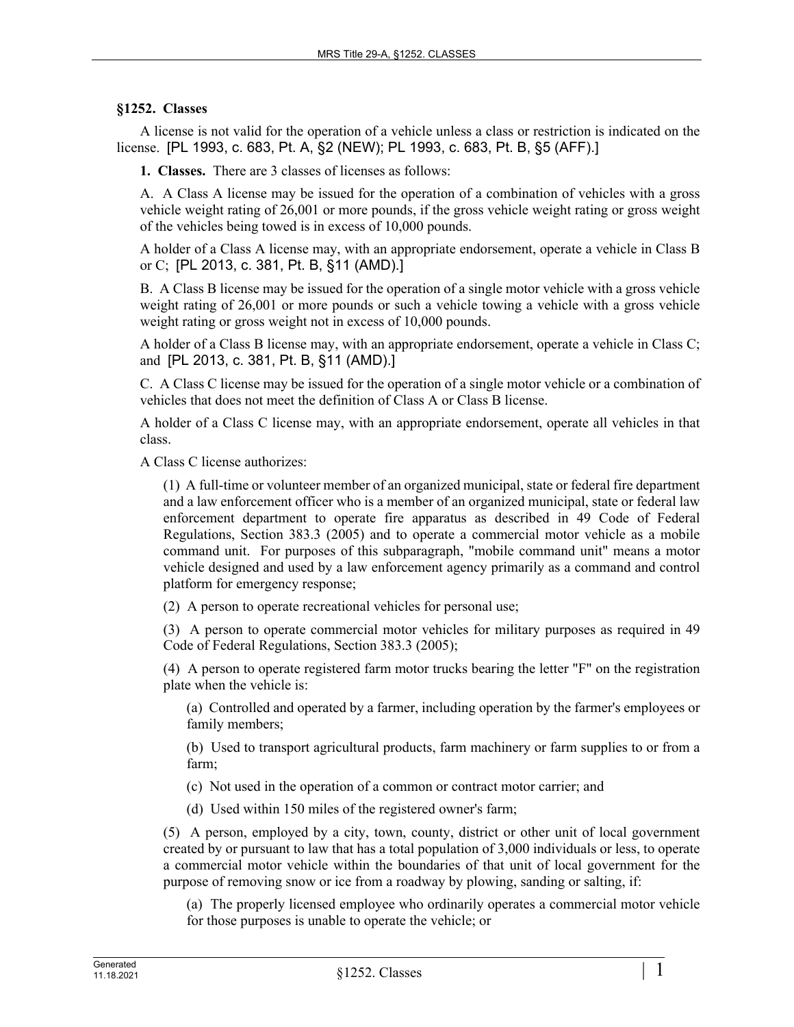## §1252. Classes

A license is not valid for the operation of a vehicle unless a class or restriction is indicated on the license. [PL 1993, c. 683, Pt. A, §2 (NEW); PL 1993, c. 683, Pt. B, §5 (AFF).]

**1. Classes.** There are 3 classes of licenses as follows:

A. A Class A license may be issued for the operation of a combination of vehicles with a gross vehicle weight rating of 26,001 or more pounds, if the gross vehicle weight rating or gross weight of the vehicles being towed is in excess of 10,000 pounds.

A holder of a Class A license may, with an appropriate endorsement, operate a vehicle in Class B or C; [PL 2013, c. 381, Pt. B, §11 (AMD).]

B. A Class B license may be issued for the operation of a single motor vehicle with a gross vehicle weight rating of 26,001 or more pounds or such a vehicle towing a vehicle with a gross vehicle weight rating or gross weight not in excess of 10,000 pounds.

A holder of a Class B license may, with an appropriate endorsement, operate a vehicle in Class C; and [PL 2013, c. 381, Pt. B, §11 (AMD).]

C. A Class C license may be issued for the operation of a single motor vehicle or a combination of vehicles that does not meet the definition of Class A or Class B license.

A holder of a Class C license may, with an appropriate endorsement, operate all vehicles in that class.

A Class C license authorizes:

(1) A full-time or volunteer member of an organized municipal, state or federal fire department and a law enforcement officer who is a member of an organized municipal, state or federal law enforcement department to operate fire apparatus as described in 49 Code of Federal Regulations, Section 383.3 (2005) and to operate a commercial motor vehicle as a mobile command unit. For purposes of this subparagraph, "mobile command unit" means a motor vehicle designed and used by a law enforcement agency primarily as a command and control platform for emergency response;

(2) A person to operate recreational vehicles for personal use;

(3) A person to operate commercial motor vehicles for military purposes as required in 49 Code of Federal Regulations, Section 383.3 (2005);

(4) A person to operate registered farm motor trucks bearing the letter "F" on the registration plate when the vehicle is:

(a) Controlled and operated by a farmer, including operation by the farmer's employees or family members;

(b) Used to transport agricultural products, farm machinery or farm supplies to or from a farm;

(c) Not used in the operation of a common or contract motor carrier; and

(d) Used within 150 miles of the registered owner's farm;

(5) A person, employed by a city, town, county, district or other unit of local government created by or pursuant to law that has a total population of 3,000 individuals or less, to operate a commercial motor vehicle within the boundaries of that unit of local government for the purpose of removing snow or ice from a roadway by plowing, sanding or salting, if:

(a) The properly licensed employee who ordinarily operates a commercial motor vehicle for those purposes is unable to operate the vehicle; or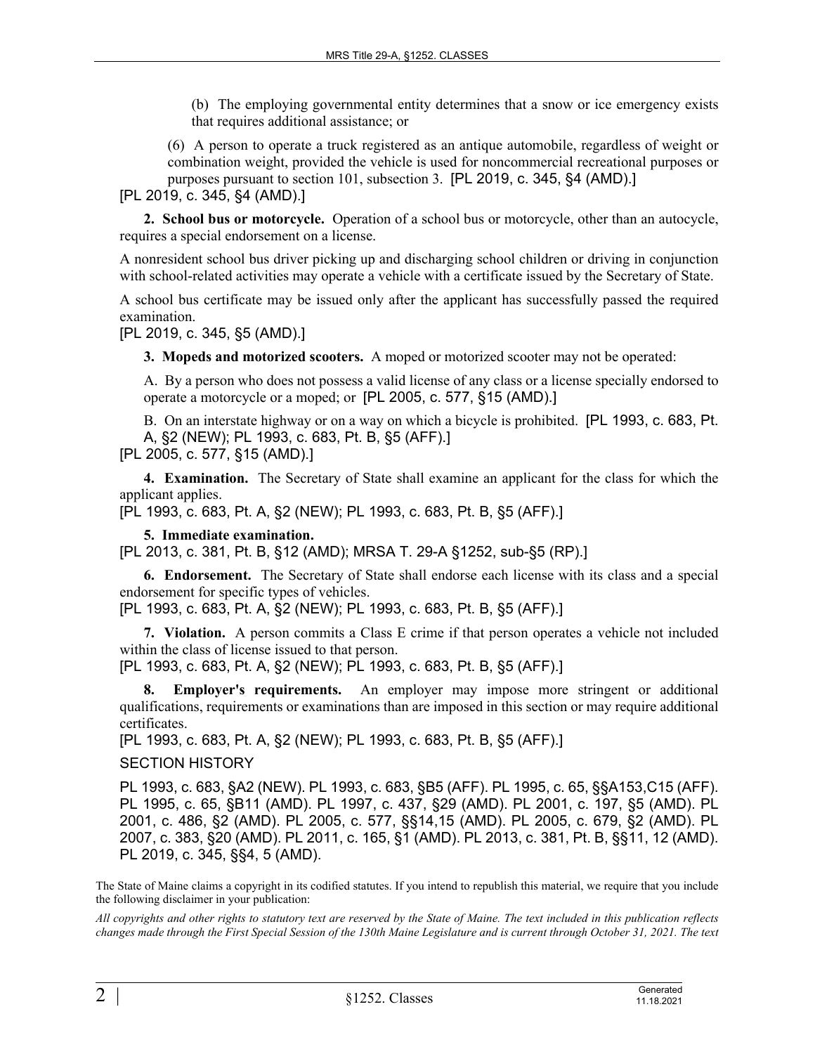(b) The employing governmental entity determines that a snow or ice emergency exists that requires additional assistance; or

(6) A person to operate a truck registered as an antique automobile, regardless of weight or combination weight, provided the vehicle is used for noncommercial recreational purposes or purposes pursuant to section 101, subsection 3. [PL 2019, c. 345, §4 (AMD).]

[PL 2019, c. 345, §4 (AMD).]

**2. School bus or motorcycle.** Operation of a school bus or motorcycle, other than an autocycle, requires a special endorsement on a license.

A nonresident school bus driver picking up and discharging school children or driving in conjunction with school-related activities may operate a vehicle with a certificate issued by the Secretary of State.

A school bus certificate may be issued only after the applicant has successfully passed the required examination.

[PL 2019, c. 345, §5 (AMD).]

**3. Mopeds and motorized scooters.** A moped or motorized scooter may not be operated:

A. By a person who does not possess a valid license of any class or a license specially endorsed to operate a motorcycle or a moped; or [PL 2005, c. 577, §15 (AMD).]

B. On an interstate highway or on a way on which a bicycle is prohibited. [PL 1993, c. 683, Pt. A, §2 (NEW); PL 1993, c. 683, Pt. B, §5 (AFF).]

[PL 2005, c. 577, §15 (AMD).]

**4. Examination.** The Secretary of State shall examine an applicant for the class for which the applicant applies.

[PL 1993, c. 683, Pt. A, §2 (NEW); PL 1993, c. 683, Pt. B, §5 (AFF).]

**5. Immediate examination.**

[PL 2013, c. 381, Pt. B, §12 (AMD); MRSA T. 29-A §1252, sub-§5 (RP).]

**6. Endorsement.** The Secretary of State shall endorse each license with its class and a special endorsement for specific types of vehicles.

[PL 1993, c. 683, Pt. A, §2 (NEW); PL 1993, c. 683, Pt. B, §5 (AFF).]

**7. Violation.** A person commits a Class E crime if that person operates a vehicle not included within the class of license issued to that person.

[PL 1993, c. 683, Pt. A, §2 (NEW); PL 1993, c. 683, Pt. B, §5 (AFF).]

**8. Employer's requirements.** An employer may impose more stringent or additional qualifications, requirements or examinations than are imposed in this section or may require additional certificates.

[PL 1993, c. 683, Pt. A, §2 (NEW); PL 1993, c. 683, Pt. B, §5 (AFF).]

SECTION HISTORY

PL 1993, c. 683, §A2 (NEW). PL 1993, c. 683, §B5 (AFF). PL 1995, c. 65, §§A153,C15 (AFF). PL 1995, c. 65, §B11 (AMD). PL 1997, c. 437, §29 (AMD). PL 2001, c. 197, §5 (AMD). PL 2001, c. 486, §2 (AMD). PL 2005, c. 577, §§14,15 (AMD). PL 2005, c. 679, §2 (AMD). PL 2007, c. 383, §20 (AMD). PL 2011, c. 165, §1 (AMD). PL 2013, c. 381, Pt. B, §§11, 12 (AMD). PL 2019, c. 345, §§4, 5 (AMD).

The State of Maine claims a copyright in its codified statutes. If you intend to republish this material, we require that you include the following disclaimer in your publication:

*All copyrights and other rights to statutory text are reserved by the State of Maine. The text included in this publication reflects changes made through the First Special Session of the 130th Maine Legislature and is current through October 31, 2021. The text*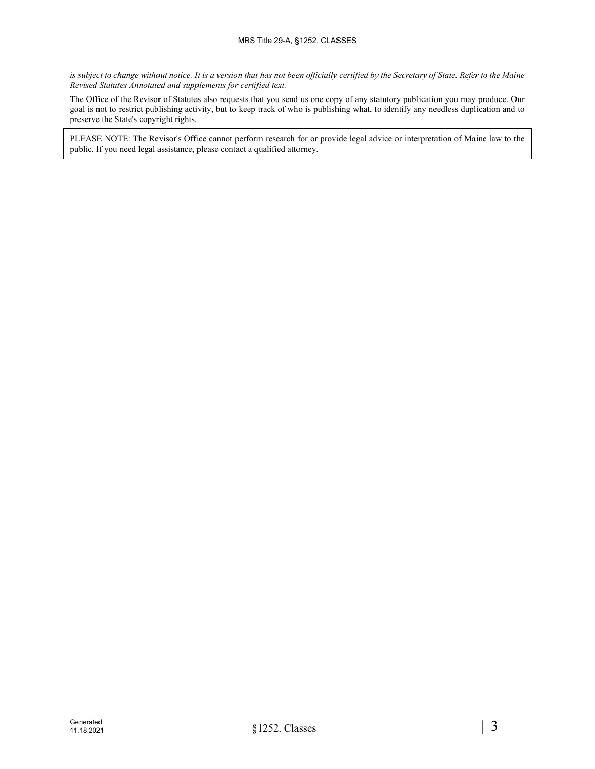*is subject to change without notice. It is a version that has not been officially certified by the Secretary of State. Refer to the Maine Revised Statutes Annotated and supplements for certified text.*

The Office of the Revisor of Statutes also requests that you send us one copy of any statutory publication you may produce. Our goal is not to restrict publishing activity, but to keep track of who is publishing what, to identify any needless duplication and to preserve the State's copyright rights.

PLEASE NOTE: The Revisor's Office cannot perform research for or provide legal advice or interpretation of Maine law to the public. If you need legal assistance, please contact a qualified attorney.